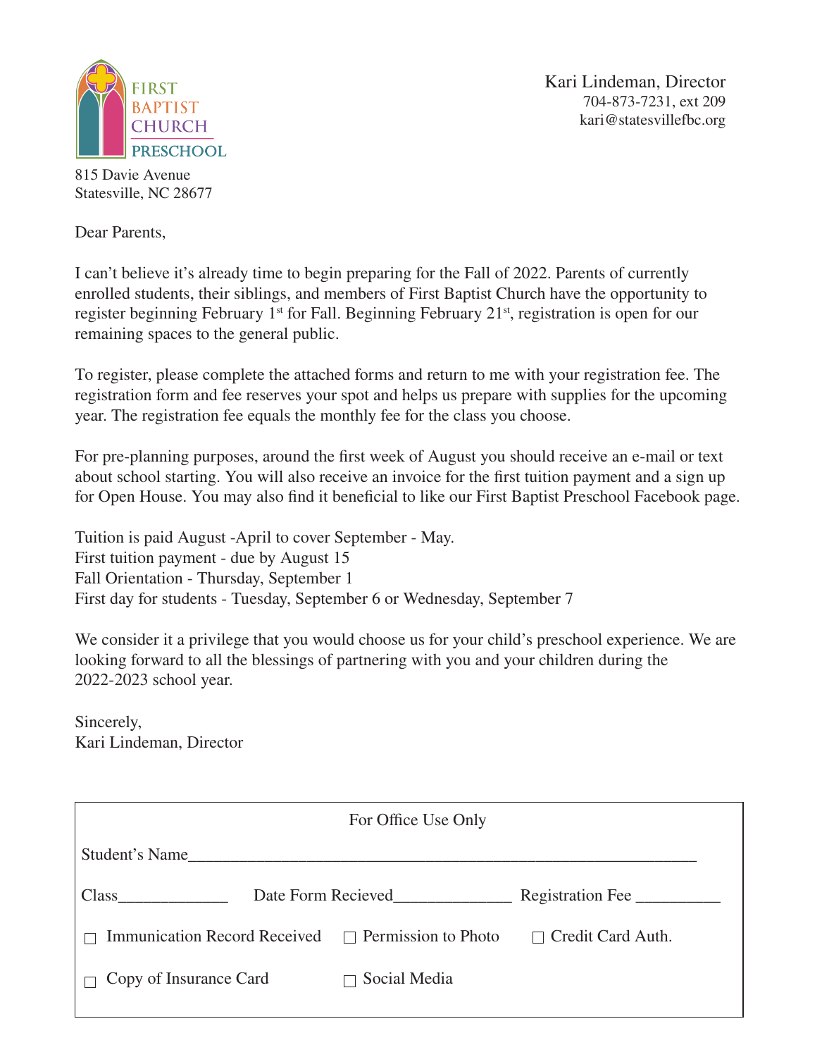FIRST BAPTIST CHURCH PRESCHOOL

815 Davie Avenue
Statesville, NC 28677

Kari Lindeman, Director
704-873-7231, ext 209
kari@statesvillefbc.org

Dear Parents,

I can't believe it's already time to begin preparing for the Fall of 2022. Parents of currently enrolled students, their siblings, and members of First Baptist Church have the opportunity to register beginning February 1st for Fall. Beginning February 21st, registration is open for our remaining spaces to the general public.

To register, please complete the attached forms and return to me with your registration fee. The registration form and fee reserves your spot and helps us prepare with supplies for the upcoming year. The registration fee equals the monthly fee for the class you choose.

For pre-planning purposes, around the first week of August you should receive an e-mail or text about school starting. You will also receive an invoice for the first tuition payment and a sign up for Open House. You may also find it beneficial to like our First Baptist Preschool Facebook page.

Tuition is paid August -April to cover September - May.
First tuition payment - due by August 15
Fall Orientation - Thursday, September 1
First day for students - Tuesday, September 6 or Wednesday, September 7

We consider it a privilege that you would choose us for your child's preschool experience. We are looking forward to all the blessings of partnering with you and your children during the 2022-2023 school year.

Sincerely,
Kari Lindeman, Director

---

For Office Use Only

Student's Name_______________________________________________

Class____________ Date Form Recieved_____________ Registration Fee _________

☐ Immunication Record Received ☐ Permission to Photo ☐ Credit Card Auth.

☐ Copy of Insurance Card ☐ Social Media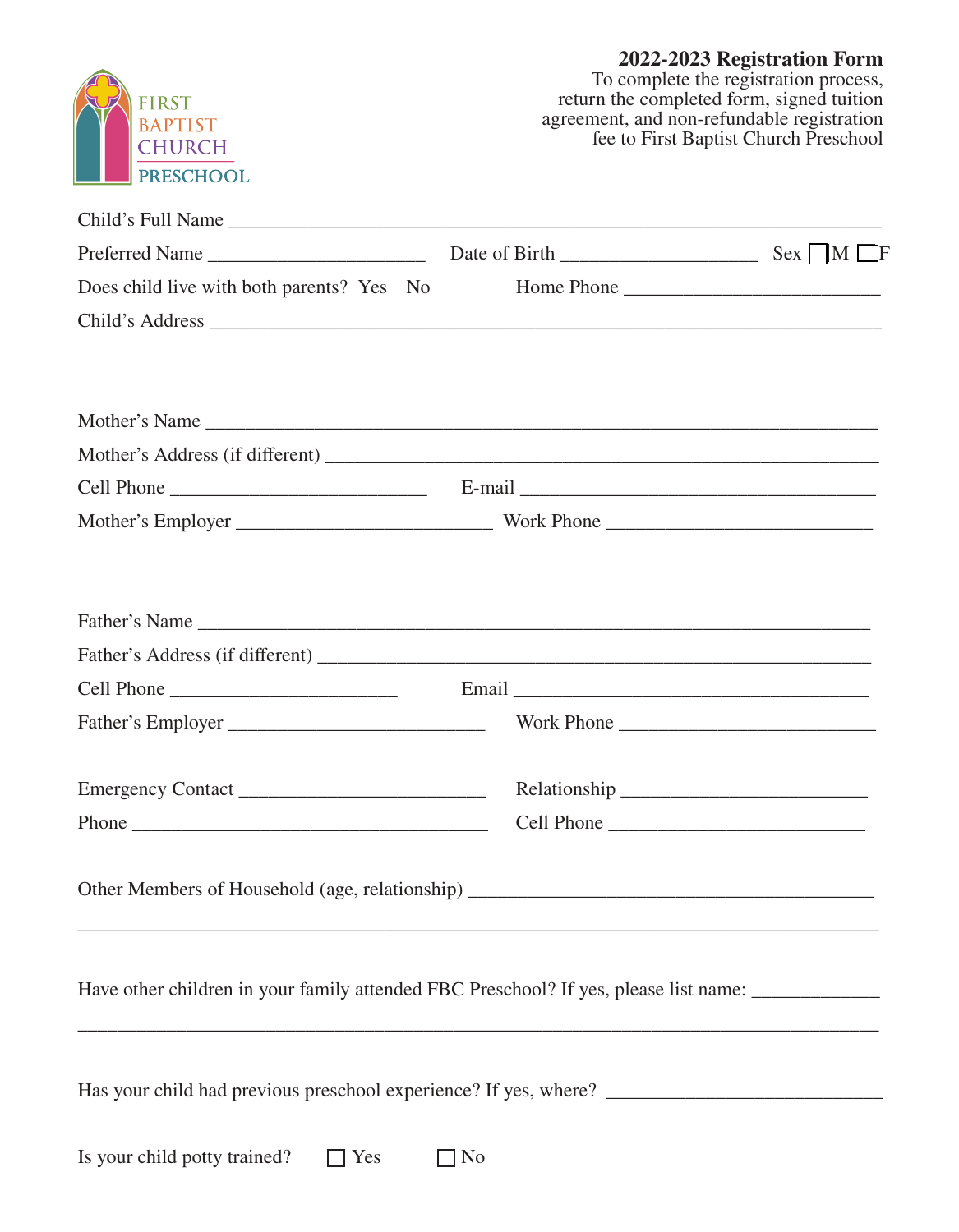FIRST BAPTIST CHURCH PRESCHOOL

**2022-2023 Registration Form**

To complete the registration process, return the completed form, signed tuition agreement, and non-refundable registration fee to First Baptist Church Preschool

Child's Full Name ___________________________________________________________________

Preferred Name ______________________ Date of Birth ___________________ Sex ☐M ☐F

Does child live with both parents? Yes No Home Phone __________________________

Child's Address _____________________________________________________________________

Mother's Name ______________________________________________________________________

Mother's Address (if different) _______________________________________________________

Cell Phone __________________________ E-mail _____________________________________

Mother's Employer __________________________ Work Phone ___________________________

Father's Name _______________________________________________________________________

Father's Address (if different) ________________________________________________________

Cell Phone ______________________ Email _____________________________________

Father's Employer __________________________ Work Phone __________________________

Emergency Contact _________________________ Relationship ________________________

Phone _____________________________________ Cell Phone __________________________

Other Members of Household (age, relationship) ________________________________________

_____________________________________________________________________________________

Have other children in your family attended FBC Preschool? If yes, please list name: _____________

_____________________________________________________________________________________

Has your child had previous preschool experience? If yes, where? ____________________________

Is your child potty trained? ☐ Yes ☐ No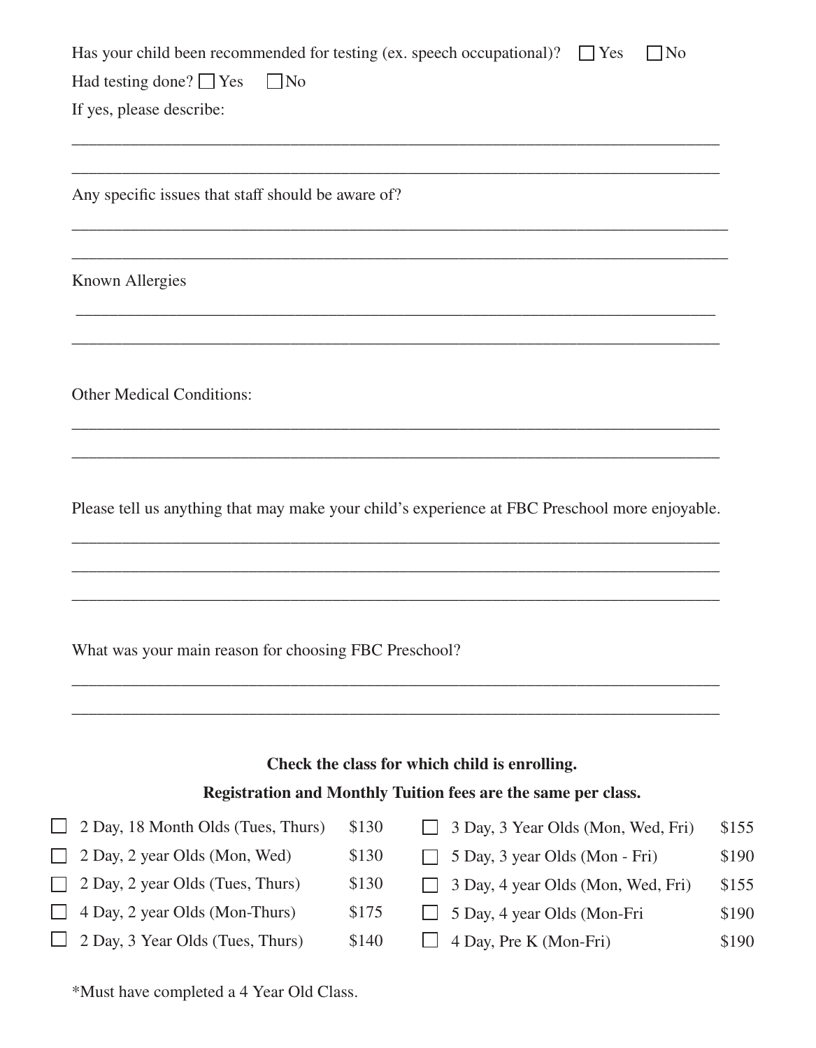Has your child been recommended for testing (ex. speech occupational)? ☐ Yes ☐ No

Had testing done? ☐ Yes ☐ No

If yes, please describe:

________________________________________________________________________________

________________________________________________________________________________

Any specific issues that staff should be aware of?

________________________________________________________________________________

________________________________________________________________________________

Known Allergies

________________________________________________________________________________

________________________________________________________________________________

Other Medical Conditions:

________________________________________________________________________________

________________________________________________________________________________

Please tell us anything that may make your child's experience at FBC Preschool more enjoyable.

________________________________________________________________________________

________________________________________________________________________________

________________________________________________________________________________

What was your main reason for choosing FBC Preschool?

________________________________________________________________________________

________________________________________________________________________________

**Check the class for which child is enrolling.**

**Registration and Monthly Tuition fees are the same per class.**

| Class | Fee | Class | Fee |
|---|---|---|---|
| ☐ 2 Day, 18 Month Olds (Tues, Thurs) | $130 | ☐ 3 Day, 3 Year Olds (Mon, Wed, Fri) | $155 |
| ☐ 2 Day, 2 year Olds (Mon, Wed) | $130 | ☐ 5 Day, 3 year Olds (Mon - Fri) | $190 |
| ☐ 2 Day, 2 year Olds (Tues, Thurs) | $130 | ☐ 3 Day, 4 year Olds (Mon, Wed, Fri) | $155 |
| ☐ 4 Day, 2 year Olds (Mon-Thurs) | $175 | ☐ 5 Day, 4 year Olds (Mon-Fri | $190 |
| ☐ 2 Day, 3 Year Olds (Tues, Thurs) | $140 | ☐ 4 Day, Pre K (Mon-Fri) | $190 |

*Must have completed a 4 Year Old Class.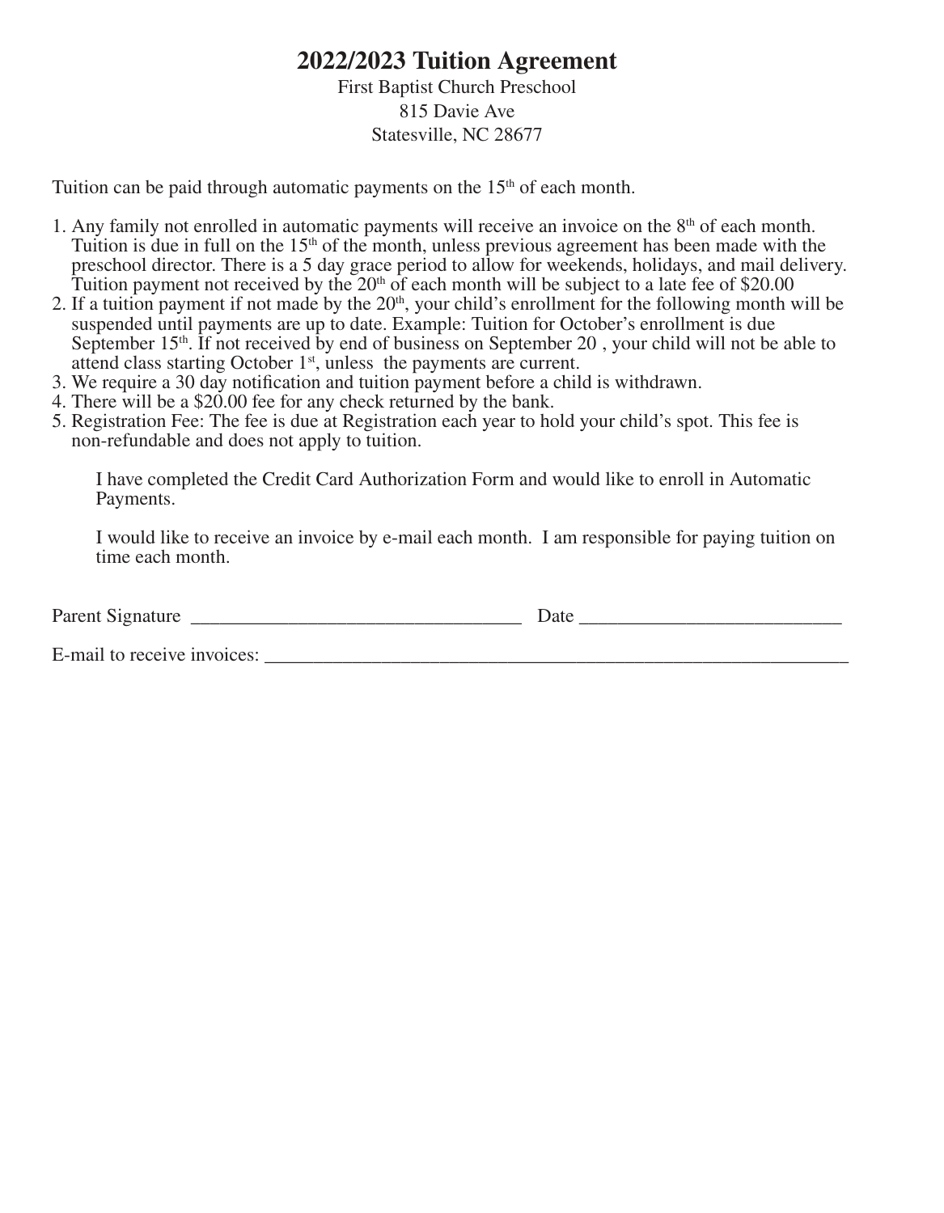// 2022/2023 Tuition Agreement

First Baptist Church Preschool
815 Davie Ave
Statesville, NC 28677

Tuition can be paid through automatic payments on the 15th of each month.

1. Any family not enrolled in automatic payments will receive an invoice on the 8th of each month. Tuition is due in full on the 15th of the month, unless previous agreement has been made with the preschool director. There is a 5 day grace period to allow for weekends, holidays, and mail delivery. Tuition payment not received by the 20th of each month will be subject to a late fee of $20.00
2. If a tuition payment if not made by the 20th, your child's enrollment for the following month will be suspended until payments are up to date. Example: Tuition for October's enrollment is due September 15th. If not received by end of business on September 20 , your child will not be able to attend class starting October 1st, unless the payments are current.
3. We require a 30 day notification and tuition payment before a child is withdrawn.
4. There will be a $20.00 fee for any check returned by the bank.
5. Registration Fee: The fee is due at Registration each year to hold your child's spot. This fee is non-refundable and does not apply to tuition.

I have completed the Credit Card Authorization Form and would like to enroll in Automatic Payments.

I would like to receive an invoice by e-mail each month. I am responsible for paying tuition on time each month.

Parent Signature ___________________________________ Date ___________________________

E-mail to receive invoices: _______________________________________________________________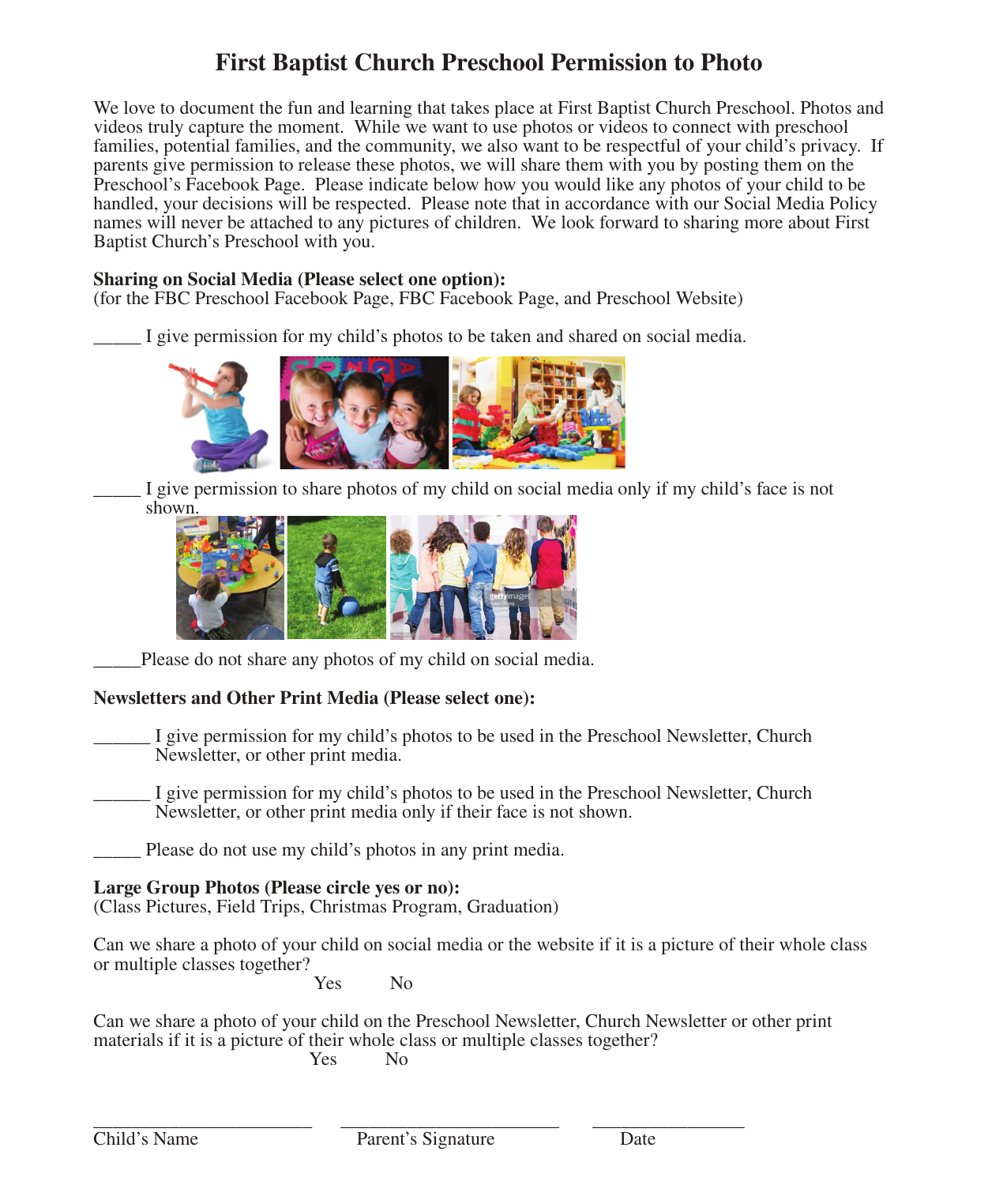# First Baptist Church Preschool Permission to Photo

We love to document the fun and learning that takes place at First Baptist Church Preschool. Photos and videos truly capture the moment. While we want to use photos or videos to connect with preschool families, potential families, and the community, we also want to be respectful of your child's privacy. If parents give permission to release these photos, we will share them with you by posting them on the Preschool's Facebook Page. Please indicate below how you would like any photos of your child to be handled, your decisions will be respected. Please note that in accordance with our Social Media Policy names will never be attached to any pictures of children. We look forward to sharing more about First Baptist Church's Preschool with you.

**Sharing on Social Media (Please select one option):**
(for the FBC Preschool Facebook Page, FBC Facebook Page, and Preschool Website)

_____ I give permission for my child's photos to be taken and shared on social media.

_____ I give permission to share photos of my child on social media only if my child's face is not shown.

_____Please do not share any photos of my child on social media.

**Newsletters and Other Print Media (Please select one):**

______ I give permission for my child's photos to be used in the Preschool Newsletter, Church Newsletter, or other print media.

______ I give permission for my child's photos to be used in the Preschool Newsletter, Church Newsletter, or other print media only if their face is not shown.

_____ Please do not use my child's photos in any print media.

**Large Group Photos (Please circle yes or no):**
(Class Pictures, Field Trips, Christmas Program, Graduation)

Can we share a photo of your child on social media or the website if it is a picture of their whole class or multiple classes together?

Yes No

Can we share a photo of your child on the Preschool Newsletter, Church Newsletter or other print materials if it is a picture of their whole class or multiple classes together?

Yes No

________________________ ________________________ ________________

Child's Name Parent's Signature Date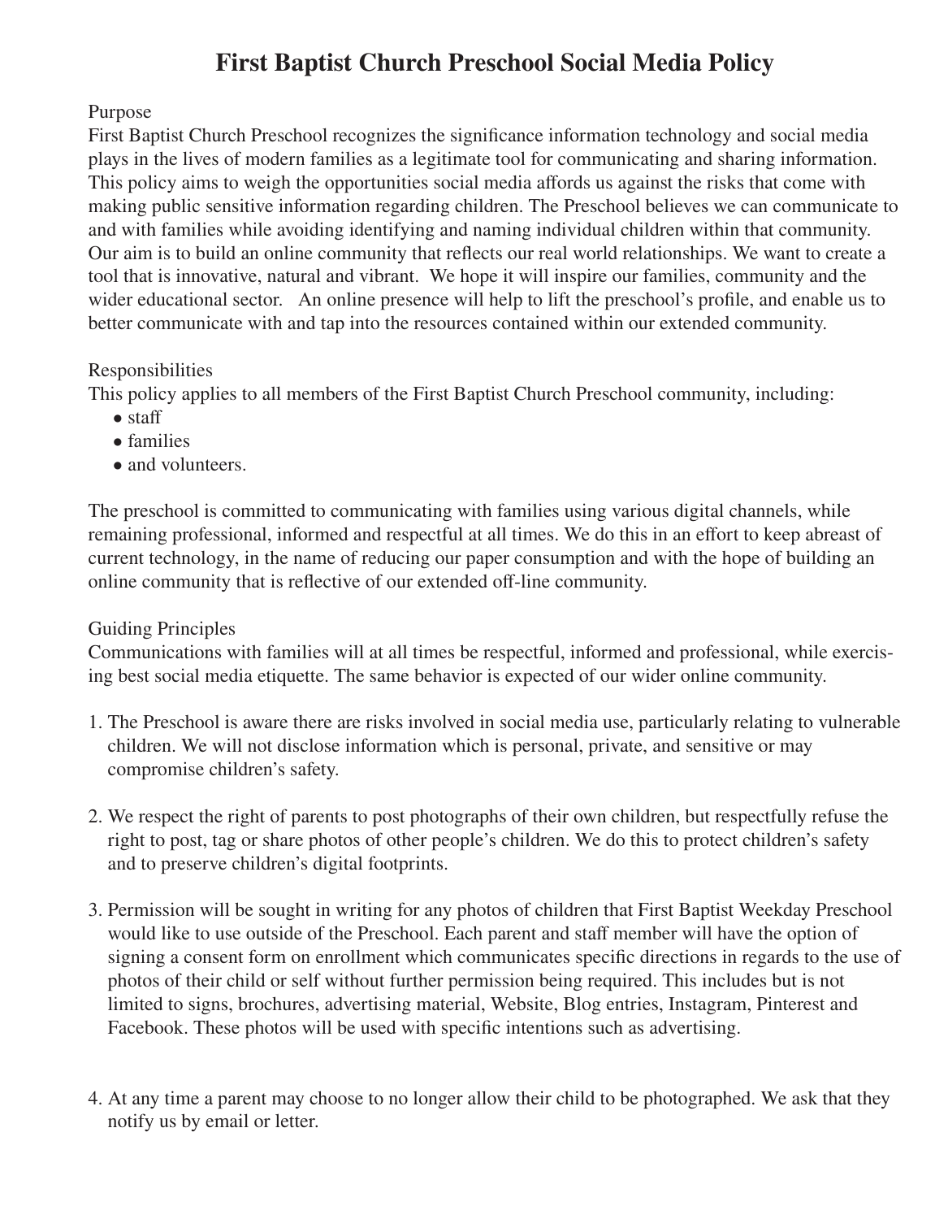# First Baptist Church Preschool Social Media Policy

Purpose

First Baptist Church Preschool recognizes the significance information technology and social media plays in the lives of modern families as a legitimate tool for communicating and sharing information. This policy aims to weigh the opportunities social media affords us against the risks that come with making public sensitive information regarding children. The Preschool believes we can communicate to and with families while avoiding identifying and naming individual children within that community. Our aim is to build an online community that reflects our real world relationships. We want to create a tool that is innovative, natural and vibrant. We hope it will inspire our families, community and the wider educational sector. An online presence will help to lift the preschool's profile, and enable us to better communicate with and tap into the resources contained within our extended community.

Responsibilities

This policy applies to all members of the First Baptist Church Preschool community, including:

- staff
- families
- and volunteers.

The preschool is committed to communicating with families using various digital channels, while remaining professional, informed and respectful at all times. We do this in an effort to keep abreast of current technology, in the name of reducing our paper consumption and with the hope of building an online community that is reflective of our extended off-line community.

Guiding Principles

Communications with families will at all times be respectful, informed and professional, while exercising best social media etiquette. The same behavior is expected of our wider online community.

1. The Preschool is aware there are risks involved in social media use, particularly relating to vulnerable children. We will not disclose information which is personal, private, and sensitive or may compromise children's safety.

2. We respect the right of parents to post photographs of their own children, but respectfully refuse the right to post, tag or share photos of other people's children. We do this to protect children's safety and to preserve children's digital footprints.

3. Permission will be sought in writing for any photos of children that First Baptist Weekday Preschool would like to use outside of the Preschool. Each parent and staff member will have the option of signing a consent form on enrollment which communicates specific directions in regards to the use of photos of their child or self without further permission being required. This includes but is not limited to signs, brochures, advertising material, Website, Blog entries, Instagram, Pinterest and Facebook. These photos will be used with specific intentions such as advertising.

4. At any time a parent may choose to no longer allow their child to be photographed. We ask that they notify us by email or letter.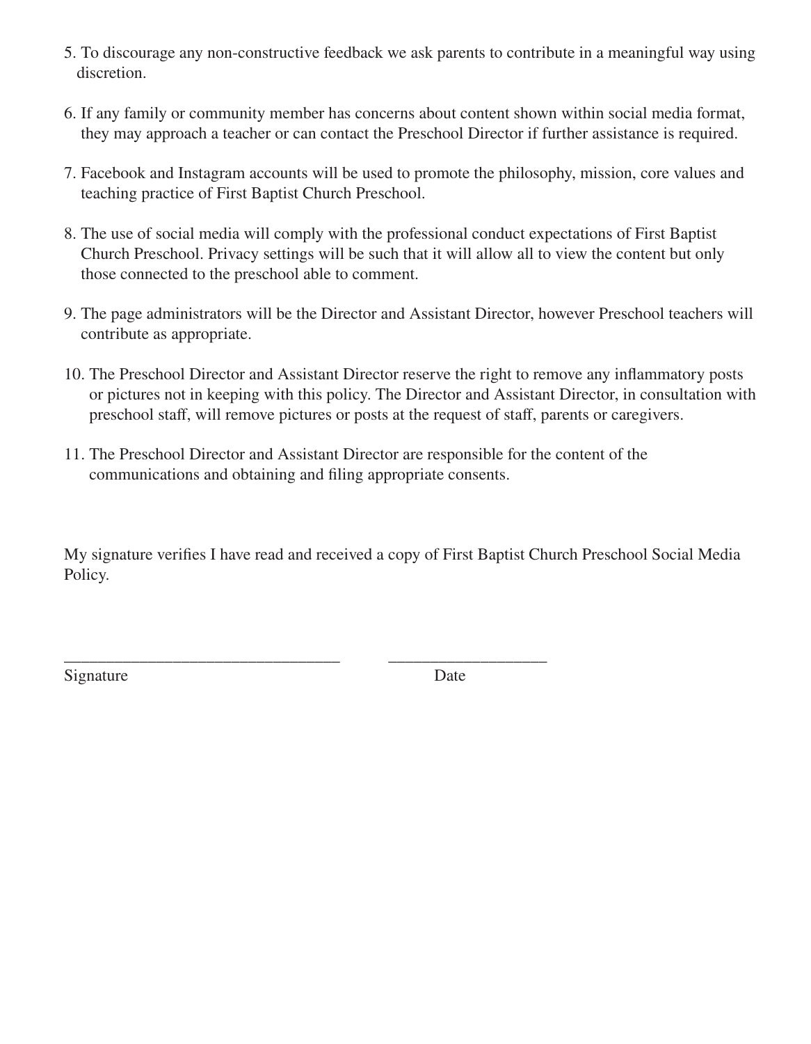5. To discourage any non-constructive feedback we ask parents to contribute in a meaningful way using discretion.

6. If any family or community member has concerns about content shown within social media format, they may approach a teacher or can contact the Preschool Director if further assistance is required.

7. Facebook and Instagram accounts will be used to promote the philosophy, mission, core values and teaching practice of First Baptist Church Preschool.

8. The use of social media will comply with the professional conduct expectations of First Baptist Church Preschool. Privacy settings will be such that it will allow all to view the content but only those connected to the preschool able to comment.

9. The page administrators will be the Director and Assistant Director, however Preschool teachers will contribute as appropriate.

10. The Preschool Director and Assistant Director reserve the right to remove any inflammatory posts or pictures not in keeping with this policy. The Director and Assistant Director, in consultation with preschool staff, will remove pictures or posts at the request of staff, parents or caregivers.

11. The Preschool Director and Assistant Director are responsible for the content of the communications and obtaining and filing appropriate consents.

My signature verifies I have read and received a copy of First Baptist Church Preschool Social Media Policy.

_________________________________ ___________________

Signature Date